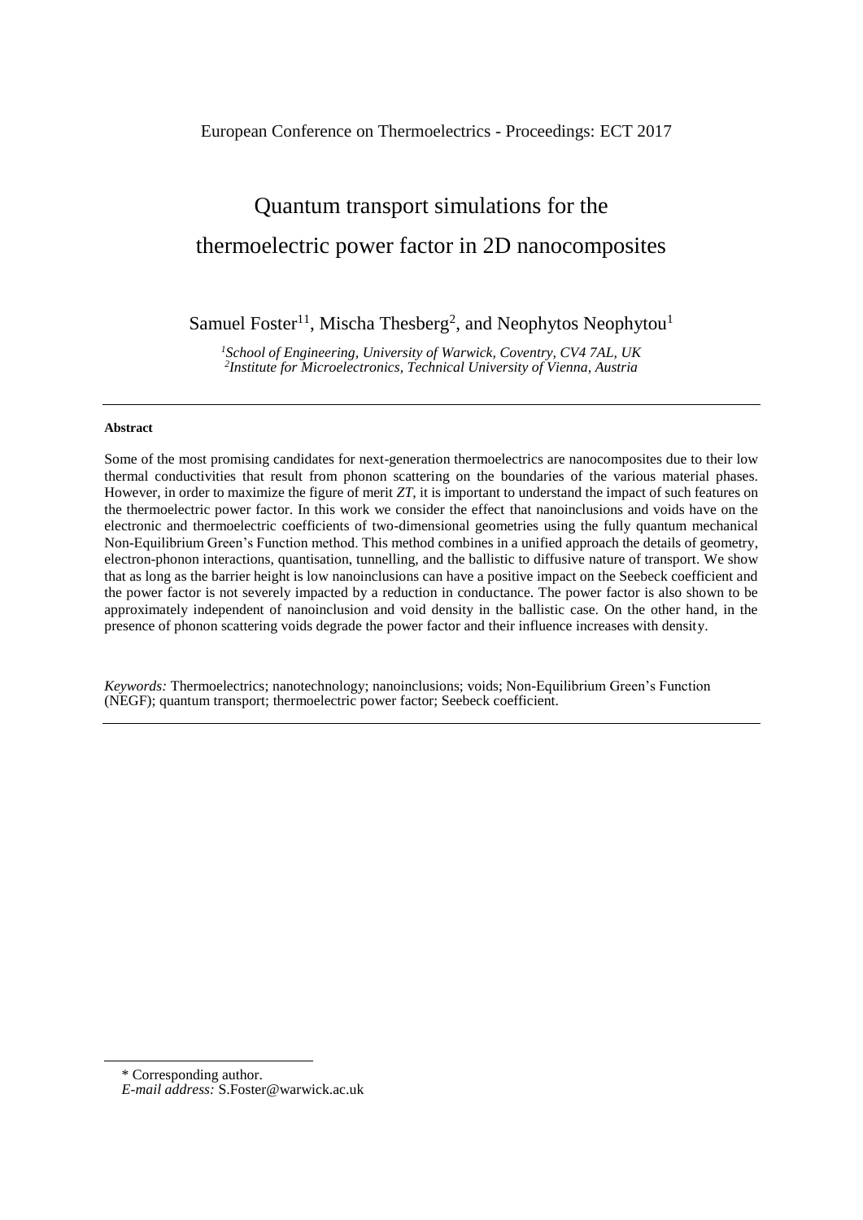European Conference on Thermoelectrics - Proceedings: ECT 2017

# Quantum transport simulations for the thermoelectric power factor in 2D nanocomposites

Samuel Foster[1 1], Mischa Thesberg[2], and Neophytos Neophytou[1]

[1]*School of Engineering, University of Warwick, Coventry, CV4 7AL, UK*
[2]*Institute for Microelectronics, Technical University of Vienna, Austria*

---

**Abstract**

Some of the most promising candidates for next-generation thermoelectrics are nanocomposites due to their low thermal conductivities that result from phonon scattering on the boundaries of the various material phases. However, in order to maximize the figure of merit *ZT*, it is important to understand the impact of such features on the thermoelectric power factor. In this work we consider the effect that nanoinclusions and voids have on the electronic and thermoelectric coefficients of two-dimensional geometries using the fully quantum mechanical Non-Equilibrium Green's Function method. This method combines in a unified approach the details of geometry, electron-phonon interactions, quantisation, tunnelling, and the ballistic to diffusive nature of transport. We show that as long as the barrier height is low nanoinclusions can have a positive impact on the Seebeck coefficient and the power factor is not severely impacted by a reduction in conductance. The power factor is also shown to be approximately independent of nanoinclusion and void density in the ballistic case. On the other hand, in the presence of phonon scattering voids degrade the power factor and their influence increases with density.

*Keywords:* Thermoelectrics; nanotechnology; nanoinclusions; voids; Non-Equilibrium Green's Function (NEGF); quantum transport; thermoelectric power factor; Seebeck coefficient.

---

\* Corresponding author.
*E-mail address:* S.Foster@warwick.ac.uk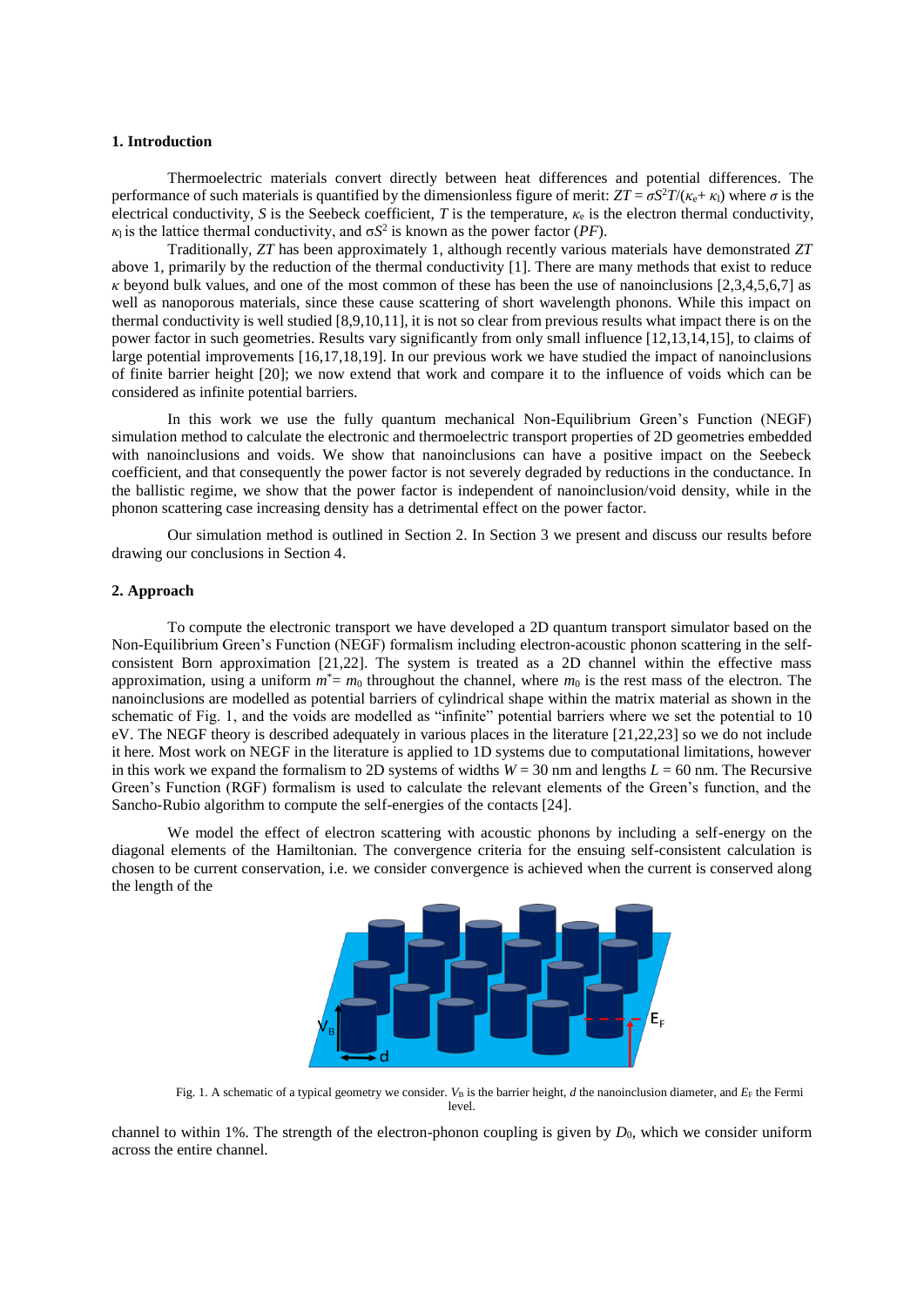## 1. Introduction

Thermoelectric materials convert directly between heat differences and potential differences. The performance of such materials is quantified by the dimensionless figure of merit: $ZT = \sigma S^2 T/(\kappa_e + \kappa_l)$ where $\sigma$ is the electrical conductivity, $S$ is the Seebeck coefficient, $T$ is the temperature, $\kappa_e$ is the electron thermal conductivity, $\kappa_l$ is the lattice thermal conductivity, and $\sigma S^2$ is known as the power factor (*PF*).

Traditionally, *ZT* has been approximately 1, although recently various materials have demonstrated *ZT* above 1, primarily by the reduction of the thermal conductivity [1]. There are many methods that exist to reduce $\kappa$ beyond bulk values, and one of the most common of these has been the use of nanoinclusions [2,3,4,5,6,7] as well as nanoporous materials, since these cause scattering of short wavelength phonons. While this impact on thermal conductivity is well studied [8,9,10,11], it is not so clear from previous results what impact there is on the power factor in such geometries. Results vary significantly from only small influence [12,13,14,15], to claims of large potential improvements [16,17,18,19]. In our previous work we have studied the impact of nanoinclusions of finite barrier height [20]; we now extend that work and compare it to the influence of voids which can be considered as infinite potential barriers.

In this work we use the fully quantum mechanical Non-Equilibrium Green's Function (NEGF) simulation method to calculate the electronic and thermoelectric transport properties of 2D geometries embedded with nanoinclusions and voids. We show that nanoinclusions can have a positive impact on the Seebeck coefficient, and that consequently the power factor is not severely degraded by reductions in the conductance. In the ballistic regime, we show that the power factor is independent of nanoinclusion/void density, while in the phonon scattering case increasing density has a detrimental effect on the power factor.

Our simulation method is outlined in Section 2. In Section 3 we present and discuss our results before drawing our conclusions in Section 4.

## 2. Approach

To compute the electronic transport we have developed a 2D quantum transport simulator based on the Non-Equilibrium Green's Function (NEGF) formalism including electron-acoustic phonon scattering in the self-consistent Born approximation [21,22]. The system is treated as a 2D channel within the effective mass approximation, using a uniform $m^* = m_0$ throughout the channel, where $m_0$ is the rest mass of the electron. The nanoinclusions are modelled as potential barriers of cylindrical shape within the matrix material as shown in the schematic of Fig. 1, and the voids are modelled as "infinite" potential barriers where we set the potential to 10 eV. The NEGF theory is described adequately in various places in the literature [21,22,23] so we do not include it here. Most work on NEGF in the literature is applied to 1D systems due to computational limitations, however in this work we expand the formalism to 2D systems of widths $W = 30$ nm and lengths $L = 60$ nm. The Recursive Green's Function (RGF) formalism is used to calculate the relevant elements of the Green's function, and the Sancho-Rubio algorithm to compute the self-energies of the contacts [24].

We model the effect of electron scattering with acoustic phonons by including a self-energy on the diagonal elements of the Hamiltonian. The convergence criteria for the ensuing self-consistent calculation is chosen to be current conservation, i.e. we consider convergence is achieved when the current is conserved along the length of the channel to within 1%. The strength of the electron-phonon coupling is given by $D_0$, which we consider uniform across the entire channel.

Fig. 1. A schematic of a typical geometry we consider. $V_B$ is the barrier height, $d$ the nanoinclusion diameter, and $E_F$ the Fermi level.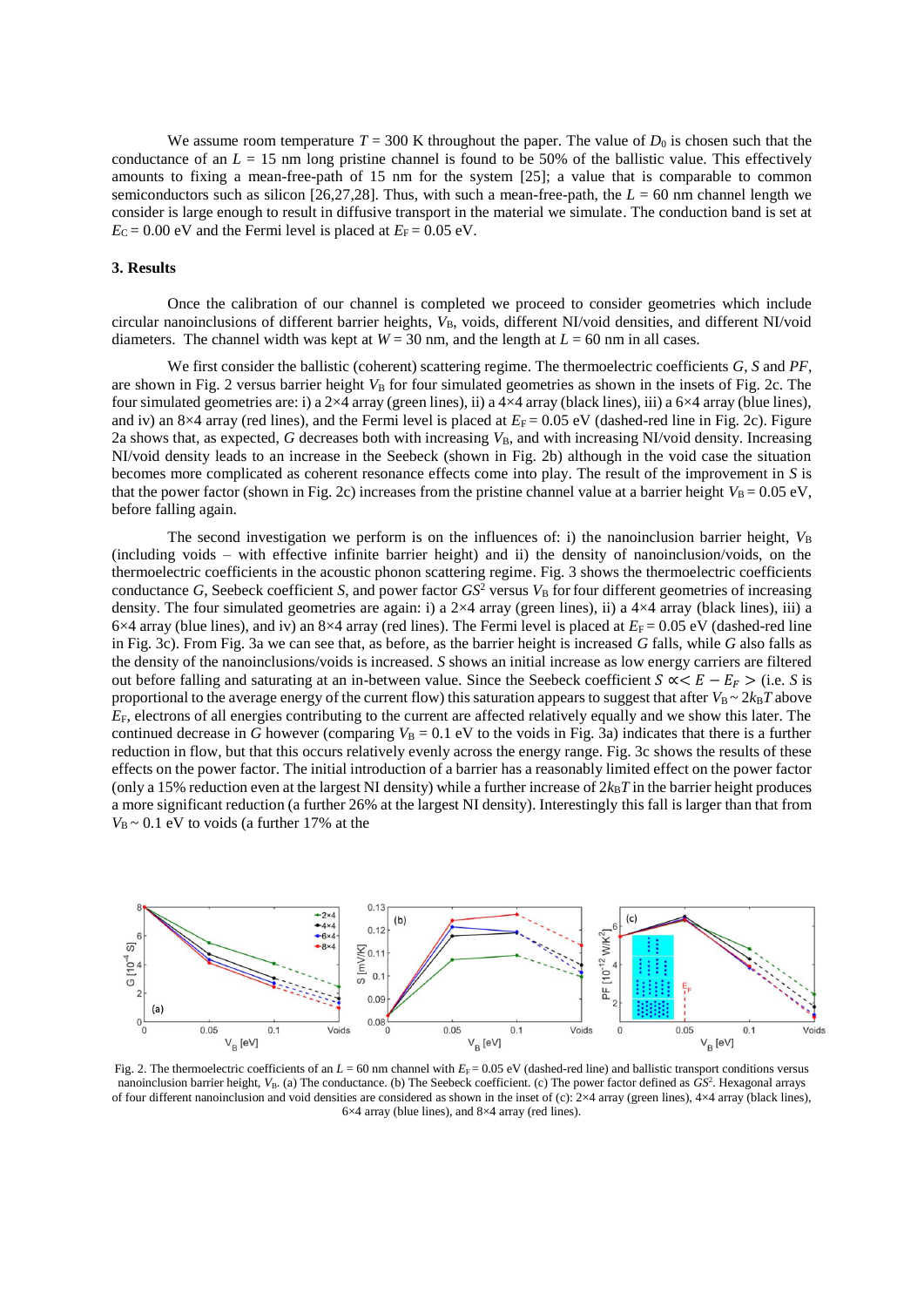We assume room temperature $T = 300$ K throughout the paper. The value of $D_0$ is chosen such that the conductance of an $L = 15$ nm long pristine channel is found to be 50% of the ballistic value. This effectively amounts to fixing a mean-free-path of 15 nm for the system [25]; a value that is comparable to common semiconductors such as silicon [26,27,28]. Thus, with such a mean-free-path, the $L = 60$ nm channel length we consider is large enough to result in diffusive transport in the material we simulate. The conduction band is set at $E_C = 0.00$ eV and the Fermi level is placed at $E_F = 0.05$ eV.

### 3. Results

Once the calibration of our channel is completed we proceed to consider geometries which include circular nanoinclusions of different barrier heights, $V_B$, voids, different NI/void densities, and different NI/void diameters. The channel width was kept at $W = 30$ nm, and the length at $L = 60$ nm in all cases.

We first consider the ballistic (coherent) scattering regime. The thermoelectric coefficients $G$, $S$ and $PF$, are shown in Fig. 2 versus barrier height $V_B$ for four simulated geometries as shown in the insets of Fig. 2c. The four simulated geometries are: i) a 2×4 array (green lines), ii) a 4×4 array (black lines), iii) a 6×4 array (blue lines), and iv) an 8×4 array (red lines), and the Fermi level is placed at $E_F = 0.05$ eV (dashed-red line in Fig. 2c). Figure 2a shows that, as expected, $G$ decreases both with increasing $V_B$, and with increasing NI/void density. Increasing NI/void density leads to an increase in the Seebeck (shown in Fig. 2b) although in the void case the situation becomes more complicated as coherent resonance effects come into play. The result of the improvement in $S$ is that the power factor (shown in Fig. 2c) increases from the pristine channel value at a barrier height $V_B = 0.05$ eV, before falling again.

The second investigation we perform is on the influences of: i) the nanoinclusion barrier height, $V_B$ (including voids – with effective infinite barrier height) and ii) the density of nanoinclusion/voids, on the thermoelectric coefficients in the acoustic phonon scattering regime. Fig. 3 shows the thermoelectric coefficients conductance $G$, Seebeck coefficient $S$, and power factor $GS^2$ versus $V_B$ for four different geometries of increasing density. The four simulated geometries are again: i) a 2×4 array (green lines), ii) a 4×4 array (black lines), iii) a 6×4 array (blue lines), and iv) an 8×4 array (red lines). The Fermi level is placed at $E_F = 0.05$ eV (dashed-red line in Fig. 3c). From Fig. 3a we can see that, as before, as the barrier height is increased $G$ falls, while $G$ also falls as the density of the nanoinclusions/voids is increased. $S$ shows an initial increase as low energy carriers are filtered out before falling and saturating at an in-between value. Since the Seebeck coefficient $S \propto < E - E_F >$ (i.e. $S$ is proportional to the average energy of the current flow) this saturation appears to suggest that after $V_B \sim 2k_BT$ above $E_F$, electrons of all energies contributing to the current are affected relatively equally and we show this later. The continued decrease in $G$ however (comparing $V_B = 0.1$ eV to the voids in Fig. 3a) indicates that there is a further reduction in flow, but that this occurs relatively evenly across the energy range. Fig. 3c shows the results of these effects on the power factor. The initial introduction of a barrier has a reasonably limited effect on the power factor (only a 15% reduction even at the largest NI density) while a further increase of $2k_BT$ in the barrier height produces a more significant reduction (a further 26% at the largest NI density). Interestingly this fall is larger than that from $V_B \sim 0.1$ eV to voids (a further 17% at the

Fig. 2. The thermoelectric coefficients of an $L = 60$ nm channel with $E_F = 0.05$ eV (dashed-red line) and ballistic transport conditions versus nanoinclusion barrier height, $V_B$. (a) The conductance. (b) The Seebeck coefficient. (c) The power factor defined as $GS^2$. Hexagonal arrays of four different nanoinclusion and void densities are considered as shown in the inset of (c): 2×4 array (green lines), 4×4 array (black lines), 6×4 array (blue lines), and 8×4 array (red lines).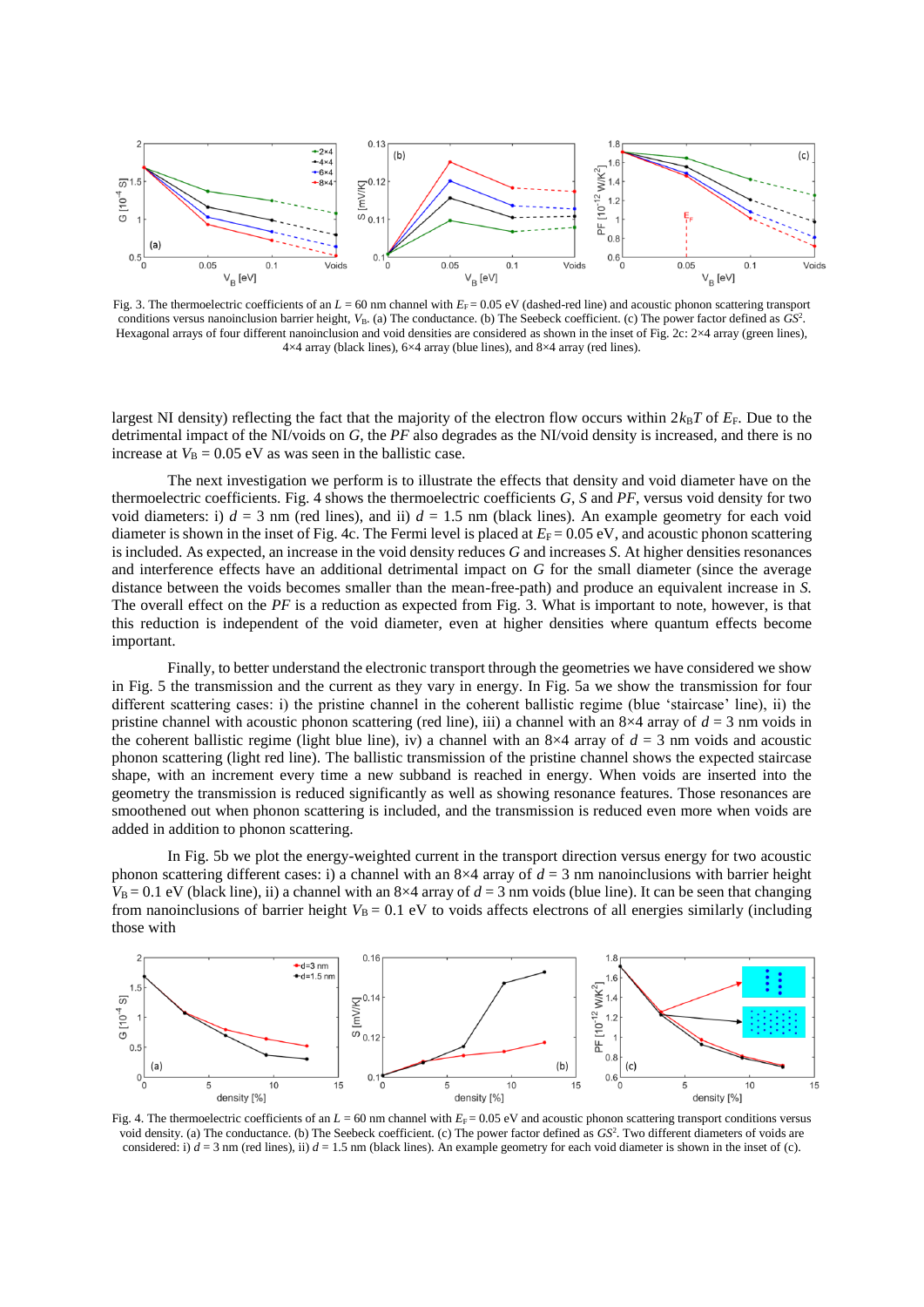Fig. 3. The thermoelectric coefficients of an $L$ = 60 nm channel with $E_F$ = 0.05 eV (dashed-red line) and acoustic phonon scattering transport conditions versus nanoinclusion barrier height, $V_B$. (a) The conductance. (b) The Seebeck coefficient. (c) The power factor defined as $GS^2$. Hexagonal arrays of four different nanoinclusion and void densities are considered as shown in the inset of Fig. 2c: 2×4 array (green lines), 4×4 array (black lines), 6×4 array (blue lines), and 8×4 array (red lines).

largest NI density) reflecting the fact that the majority of the electron flow occurs within $2k_BT$ of $E_F$. Due to the detrimental impact of the NI/voids on $G$, the $PF$ also degrades as the NI/void density is increased, and there is no increase at $V_B$ = 0.05 eV as was seen in the ballistic case.

The next investigation we perform is to illustrate the effects that density and void diameter have on the thermoelectric coefficients. Fig. 4 shows the thermoelectric coefficients $G$, $S$ and $PF$, versus void density for two void diameters: i) $d$ = 3 nm (red lines), and ii) $d$ = 1.5 nm (black lines). An example geometry for each void diameter is shown in the inset of Fig. 4c. The Fermi level is placed at $E_F$ = 0.05 eV, and acoustic phonon scattering is included. As expected, an increase in the void density reduces $G$ and increases $S$. At higher densities resonances and interference effects have an additional detrimental impact on $G$ for the small diameter (since the average distance between the voids becomes smaller than the mean-free-path) and produce an equivalent increase in $S$. The overall effect on the $PF$ is a reduction as expected from Fig. 3. What is important to note, however, is that this reduction is independent of the void diameter, even at higher densities where quantum effects become important.

Finally, to better understand the electronic transport through the geometries we have considered we show in Fig. 5 the transmission and the current as they vary in energy. In Fig. 5a we show the transmission for four different scattering cases: i) the pristine channel in the coherent ballistic regime (blue 'staircase' line), ii) the pristine channel with acoustic phonon scattering (red line), iii) a channel with an 8×4 array of $d$ = 3 nm voids in the coherent ballistic regime (light blue line), iv) a channel with an 8×4 array of $d$ = 3 nm voids and acoustic phonon scattering (light red line). The ballistic transmission of the pristine channel shows the expected staircase shape, with an increment every time a new subband is reached in energy. When voids are inserted into the geometry the transmission is reduced significantly as well as showing resonance features. Those resonances are smoothened out when phonon scattering is included, and the transmission is reduced even more when voids are added in addition to phonon scattering.

In Fig. 5b we plot the energy-weighted current in the transport direction versus energy for two acoustic phonon scattering different cases: i) a channel with an 8×4 array of $d$ = 3 nm nanoinclusions with barrier height $V_B$ = 0.1 eV (black line), ii) a channel with an 8×4 array of $d$ = 3 nm voids (blue line). It can be seen that changing from nanoinclusions of barrier height $V_B$ = 0.1 eV to voids affects electrons of all energies similarly (including those with

Fig. 4. The thermoelectric coefficients of an $L$ = 60 nm channel with $E_F$ = 0.05 eV and acoustic phonon scattering transport conditions versus void density. (a) The conductance. (b) The Seebeck coefficient. (c) The power factor defined as $GS^2$. Two different diameters of voids are considered: i) $d$ = 3 nm (red lines), ii) $d$ = 1.5 nm (black lines). An example geometry for each void diameter is shown in the inset of (c).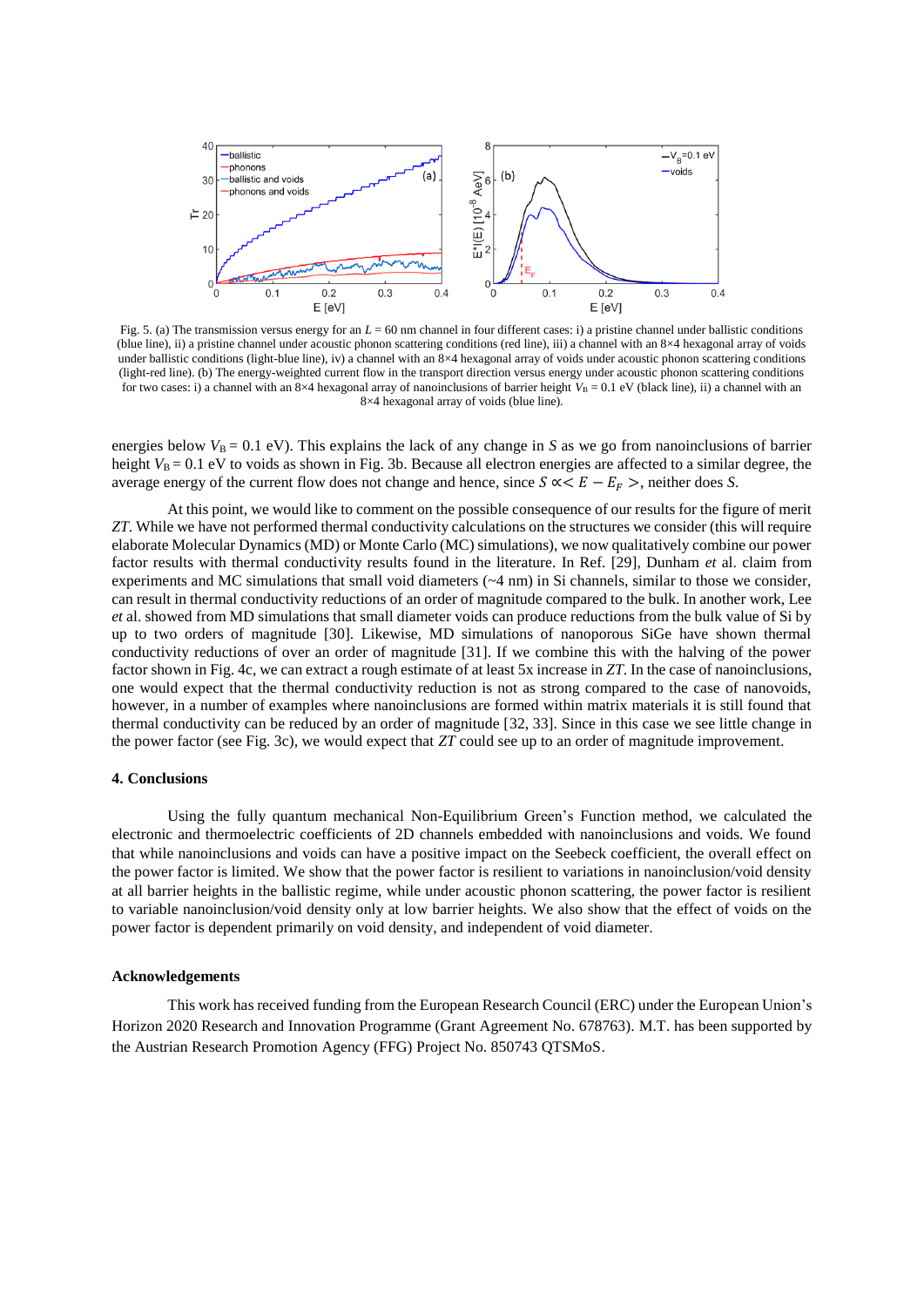Fig. 5. (a) The transmission versus energy for an $L = 60$ nm channel in four different cases: i) a pristine channel under ballistic conditions (blue line), ii) a pristine channel under acoustic phonon scattering conditions (red line), iii) a channel with an 8×4 hexagonal array of voids under ballistic conditions (light-blue line), iv) a channel with an 8×4 hexagonal array of voids under acoustic phonon scattering conditions (light-red line). (b) The energy-weighted current flow in the transport direction versus energy under acoustic phonon scattering conditions for two cases: i) a channel with an 8×4 hexagonal array of nanoinclusions of barrier height $V_B = 0.1$ eV (black line), ii) a channel with an 8×4 hexagonal array of voids (blue line).

energies below $V_B = 0.1$ eV). This explains the lack of any change in $S$ as we go from nanoinclusions of barrier height $V_B = 0.1$ eV to voids as shown in Fig. 3b. Because all electron energies are affected to a similar degree, the average energy of the current flow does not change and hence, since $S \propto < E - E_F >$, neither does $S$.

At this point, we would like to comment on the possible consequence of our results for the figure of merit *ZT*. While we have not performed thermal conductivity calculations on the structures we consider (this will require elaborate Molecular Dynamics (MD) or Monte Carlo (MC) simulations), we now qualitatively combine our power factor results with thermal conductivity results found in the literature. In Ref. [29], Dunham *et* al. claim from experiments and MC simulations that small void diameters (~4 nm) in Si channels, similar to those we consider, can result in thermal conductivity reductions of an order of magnitude compared to the bulk. In another work, Lee *et* al. showed from MD simulations that small diameter voids can produce reductions from the bulk value of Si by up to two orders of magnitude [30]. Likewise, MD simulations of nanoporous SiGe have shown thermal conductivity reductions of over an order of magnitude [31]. If we combine this with the halving of the power factor shown in Fig. 4c, we can extract a rough estimate of at least 5x increase in *ZT*. In the case of nanoinclusions, one would expect that the thermal conductivity reduction is not as strong compared to the case of nanovoids, however, in a number of examples where nanoinclusions are formed within matrix materials it is still found that thermal conductivity can be reduced by an order of magnitude [32, 33]. Since in this case we see little change in the power factor (see Fig. 3c), we would expect that *ZT* could see up to an order of magnitude improvement.

## 4. Conclusions

Using the fully quantum mechanical Non-Equilibrium Green's Function method, we calculated the electronic and thermoelectric coefficients of 2D channels embedded with nanoinclusions and voids. We found that while nanoinclusions and voids can have a positive impact on the Seebeck coefficient, the overall effect on the power factor is limited. We show that the power factor is resilient to variations in nanoinclusion/void density at all barrier heights in the ballistic regime, while under acoustic phonon scattering, the power factor is resilient to variable nanoinclusion/void density only at low barrier heights. We also show that the effect of voids on the power factor is dependent primarily on void density, and independent of void diameter.

## Acknowledgements

This work has received funding from the European Research Council (ERC) under the European Union's Horizon 2020 Research and Innovation Programme (Grant Agreement No. 678763). M.T. has been supported by the Austrian Research Promotion Agency (FFG) Project No. 850743 QTSMoS.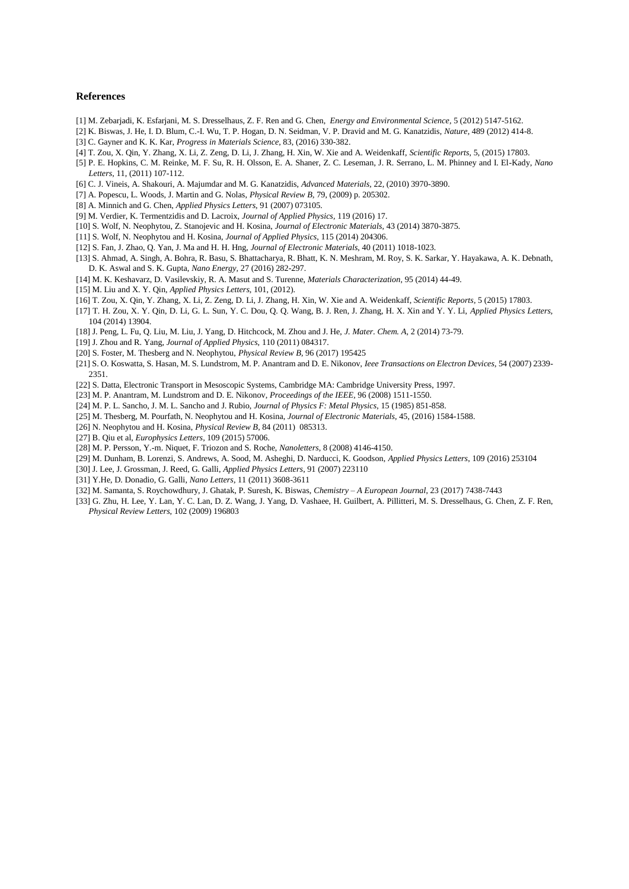## References

[1] M. Zebarjadi, K. Esfarjani, M. S. Dresselhaus, Z. F. Ren and G. Chen, *Energy and Environmental Science*, 5 (2012) 5147-5162.

[2] K. Biswas, J. He, I. D. Blum, C.-I. Wu, T. P. Hogan, D. N. Seidman, V. P. Dravid and M. G. Kanatzidis, *Nature*, 489 (2012) 414-8.

[3] C. Gayner and K. K. Kar, *Progress in Materials Science*, 83, (2016) 330-382.

[4] T. Zou, X. Qin, Y. Zhang, X. Li, Z. Zeng, D. Li, J. Zhang, H. Xin, W. Xie and A. Weidenkaff, *Scientific Reports*, 5, (2015) 17803.

[5] P. E. Hopkins, C. M. Reinke, M. F. Su, R. H. Olsson, E. A. Shaner, Z. C. Leseman, J. R. Serrano, L. M. Phinney and I. El-Kady, *Nano Letters*, 11, (2011) 107-112.

[6] C. J. Vineis, A. Shakouri, A. Majumdar and M. G. Kanatzidis, *Advanced Materials*, 22, (2010) 3970-3890.

[7] A. Popescu, L. Woods, J. Martin and G. Nolas, *Physical Review B*, 79, (2009) p. 205302.

[8] A. Minnich and G. Chen, *Applied Physics Letters*, 91 (2007) 073105.

[9] M. Verdier, K. Termentzidis and D. Lacroix, *Journal of Applied Physics*, 119 (2016) 17.

[10] S. Wolf, N. Neophytou, Z. Stanojevic and H. Kosina, *Journal of Electronic Materials*, 43 (2014) 3870-3875.

[11] S. Wolf, N. Neophytou and H. Kosina, *Journal of Applied Physics*, 115 (2014) 204306.

[12] S. Fan, J. Zhao, Q. Yan, J. Ma and H. H. Hng, *Journal of Electronic Materials*, 40 (2011) 1018-1023.

[13] S. Ahmad, A. Singh, A. Bohra, R. Basu, S. Bhattacharya, R. Bhatt, K. N. Meshram, M. Roy, S. K. Sarkar, Y. Hayakawa, A. K. Debnath, D. K. Aswal and S. K. Gupta, *Nano Energy*, 27 (2016) 282-297.

[14] M. K. Keshavarz, D. Vasilevskiy, R. A. Masut and S. Turenne, *Materials Characterization*, 95 (2014) 44-49.

[15] M. Liu and X. Y. Qin, *Applied Physics Letters*, 101, (2012).

[16] T. Zou, X. Qin, Y. Zhang, X. Li, Z. Zeng, D. Li, J. Zhang, H. Xin, W. Xie and A. Weidenkaff, *Scientific Reports*, 5 (2015) 17803.

[17] T. H. Zou, X. Y. Qin, D. Li, G. L. Sun, Y. C. Dou, Q. Q. Wang, B. J. Ren, J. Zhang, H. X. Xin and Y. Y. Li, *Applied Physics Letters*, 104 (2014) 13904.

[18] J. Peng, L. Fu, Q. Liu, M. Liu, J. Yang, D. Hitchcock, M. Zhou and J. He, *J. Mater. Chem. A*, 2 (2014) 73-79.

[19] J. Zhou and R. Yang, *Journal of Applied Physics*, 110 (2011) 084317.

[20] S. Foster, M. Thesberg and N. Neophytou, *Physical Review B*, 96 (2017) 195425

[21] S. O. Koswatta, S. Hasan, M. S. Lundstrom, M. P. Anantram and D. E. Nikonov, *Ieee Transactions on Electron Devices*, 54 (2007) 2339-2351.

[22] S. Datta, Electronic Transport in Mesoscopic Systems, Cambridge MA: Cambridge University Press, 1997.

[23] M. P. Anantram, M. Lundstrom and D. E. Nikonov, *Proceedings of the IEEE*, 96 (2008) 1511-1550.

[24] M. P. L. Sancho, J. M. L. Sancho and J. Rubio, *Journal of Physics F: Metal Physics*, 15 (1985) 851-858.

[25] M. Thesberg, M. Pourfath, N. Neophytou and H. Kosina, *Journal of Electronic Materials*, 45, (2016) 1584-1588.

[26] N. Neophytou and H. Kosina, *Physical Review B*, 84 (2011) 085313.

[27] B. Qiu et al, *Europhysics Letters*, 109 (2015) 57006.

[28] M. P. Persson, Y.-m. Niquet, F. Triozon and S. Roche, *Nanoletters*, 8 (2008) 4146-4150.

[29] M. Dunham, B. Lorenzi, S. Andrews, A. Sood, M. Asheghi, D. Narducci, K. Goodson, *Applied Physics Letters*, 109 (2016) 253104

[30] J. Lee, J. Grossman, J. Reed, G. Galli, *Applied Physics Letters*, 91 (2007) 223110

[31] Y.He, D. Donadio, G. Galli, *Nano Letters*, 11 (2011) 3608-3611

[32] M. Samanta, S. Roychowdhury, J. Ghatak, P. Suresh, K. Biswas, *Chemistry – A European Journal*, 23 (2017) 7438-7443

[33] G. Zhu, H. Lee, Y. Lan, Y. C. Lan, D. Z. Wang, J. Yang, D. Vashaee, H. Guilbert, A. Pillitteri, M. S. Dresselhaus, G. Chen, Z. F. Ren, *Physical Review Letters*, 102 (2009) 196803